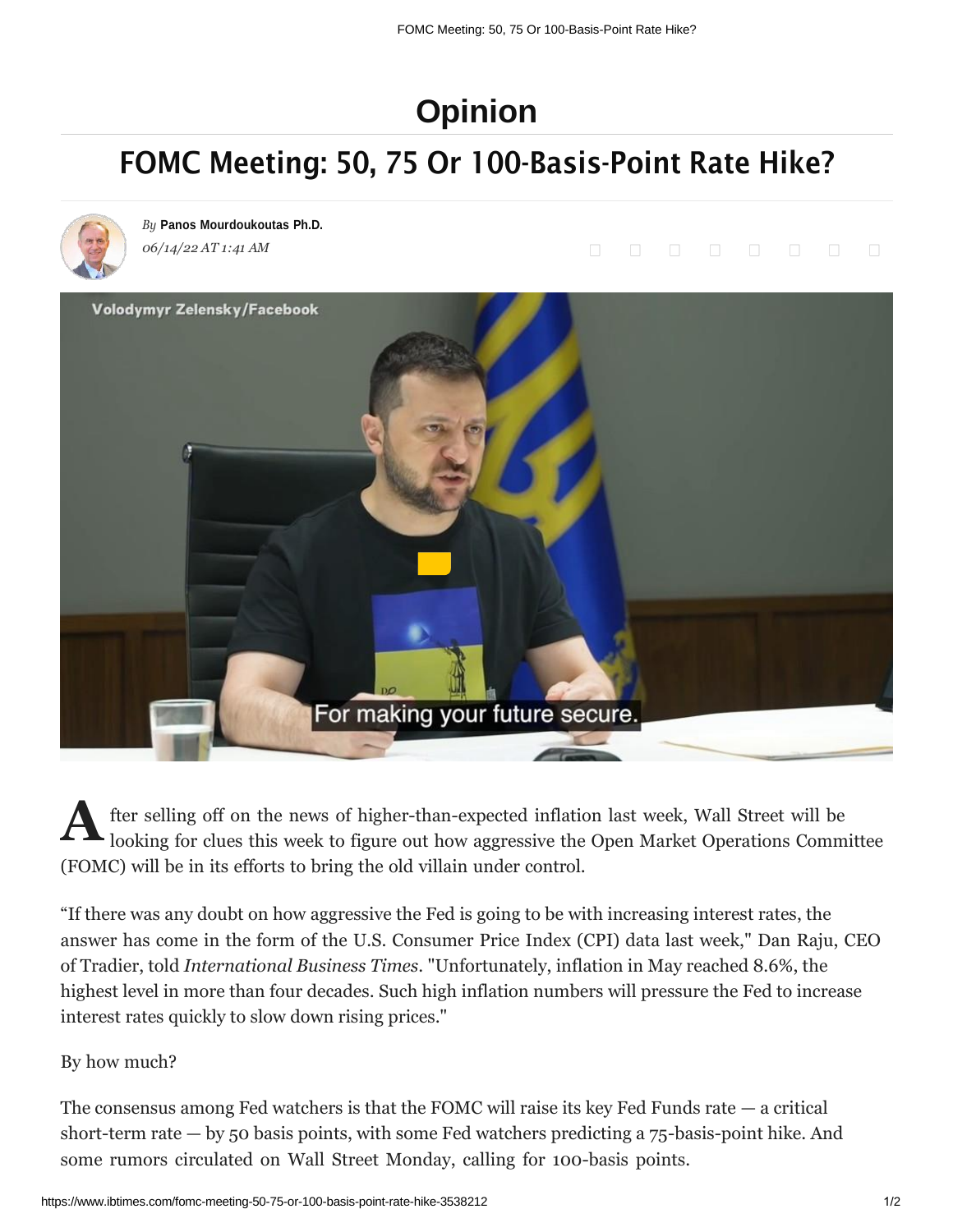# Opinion

## FOMC Meeting: 50, 75 Or 100-Basis-Point Rate Hike?

*By* **Panos Mourdoukoutas Ph.D.**
*06/14/22 AT 1:41 AM*

Volodymyr Zelensky/Facebook

After selling off on the news of higher-than-expected inflation last week, Wall Street will be looking for clues this week to figure out how aggressive the Open Market Operations Committee (FOMC) will be in its efforts to bring the old villain under control.

"If there was any doubt on how aggressive the Fed is going to be with increasing interest rates, the answer has come in the form of the U.S. Consumer Price Index (CPI) data last week," Dan Raju, CEO of Tradier, told *International Business Times*. "Unfortunately, inflation in May reached 8.6%, the highest level in more than four decades. Such high inflation numbers will pressure the Fed to increase interest rates quickly to slow down rising prices."

By how much?

The consensus among Fed watchers is that the FOMC will raise its key Fed Funds rate — a critical short-term rate — by 50 basis points, with some Fed watchers predicting a 75-basis-point hike. And some rumors circulated on Wall Street Monday, calling for 100-basis points.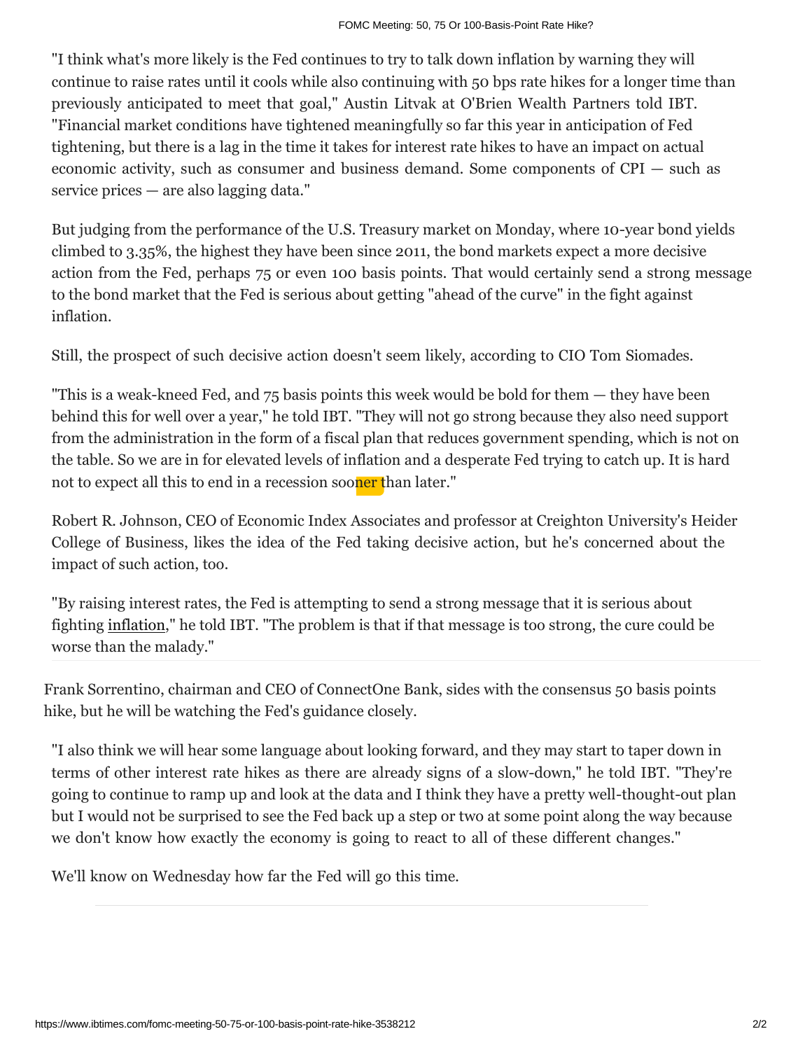"I think what's more likely is the Fed continues to try to talk down inflation by warning they will continue to raise rates until it cools while also continuing with 50 bps rate hikes for a longer time than previously anticipated to meet that goal," Austin Litvak at O'Brien Wealth Partners told IBT. "Financial market conditions have tightened meaningfully so far this year in anticipation of Fed tightening, but there is a lag in the time it takes for interest rate hikes to have an impact on actual economic activity, such as consumer and business demand. Some components of CPI — such as service prices — are also lagging data."

But judging from the performance of the U.S. Treasury market on Monday, where 10-year bond yields climbed to 3.35%, the highest they have been since 2011, the bond markets expect a more decisive action from the Fed, perhaps 75 or even 100 basis points. That would certainly send a strong message to the bond market that the Fed is serious about getting "ahead of the curve" in the fight against inflation.

Still, the prospect of such decisive action doesn't seem likely, according to CIO Tom Siomades.

"This is a weak-kneed Fed, and 75 basis points this week would be bold for them — they have been behind this for well over a year," he told IBT. "They will not go strong because they also need support from the administration in the form of a fiscal plan that reduces government spending, which is not on the table. So we are in for elevated levels of inflation and a desperate Fed trying to catch up. It is hard not to expect all this to end in a recession sooner than later."

Robert R. Johnson, CEO of Economic Index Associates and professor at Creighton University's Heider College of Business, likes the idea of the Fed taking decisive action, but he's concerned about the impact of such action, too.

"By raising interest rates, the Fed is attempting to send a strong message that it is serious about fighting inflation," he told IBT. "The problem is that if that message is too strong, the cure could be worse than the malady."

Frank Sorrentino, chairman and CEO of ConnectOne Bank, sides with the consensus 50 basis points hike, but he will be watching the Fed's guidance closely.

"I also think we will hear some language about looking forward, and they may start to taper down in terms of other interest rate hikes as there are already signs of a slow-down," he told IBT. "They're going to continue to ramp up and look at the data and I think they have a pretty well-thought-out plan but I would not be surprised to see the Fed back up a step or two at some point along the way because we don't know how exactly the economy is going to react to all of these different changes."

We'll know on Wednesday how far the Fed will go this time.